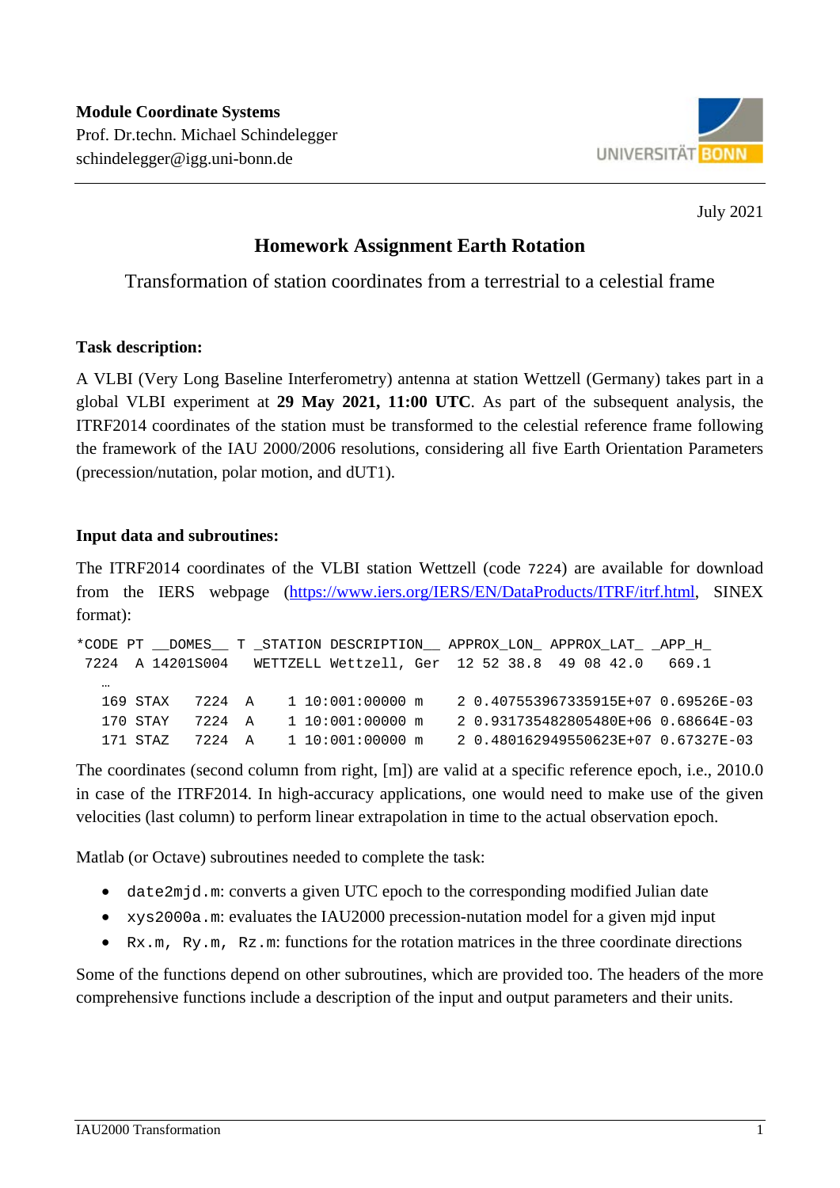**Module Coordinate Systems**
Prof. Dr.techn. Michael Schindelegger
schindelegger@igg.uni-bonn.de

UNIVERSITÄT BONN

July 2021

## Homework Assignment Earth Rotation

### Transformation of station coordinates from a terrestrial to a celestial frame

**Task description:**

A VLBI (Very Long Baseline Interferometry) antenna at station Wettzell (Germany) takes part in a global VLBI experiment at **29 May 2021, 11:00 UTC**. As part of the subsequent analysis, the ITRF2014 coordinates of the station must be transformed to the celestial reference frame following the framework of the IAU 2000/2006 resolutions, considering all five Earth Orientation Parameters (precession/nutation, polar motion, and dUT1).

**Input data and subroutines:**

The ITRF2014 coordinates of the VLBI station Wettzell (code `7224`) are available for download from the IERS webpage (https://www.iers.org/IERS/EN/DataProducts/ITRF/itrf.html, SINEX format):

```
*CODE PT __DOMES__ T _STATION DESCRIPTION__ APPROX_LON_ APPROX_LAT_ _APP_H_
 7224  A 14201S004   WETTZELL Wettzell, Ger  12 52 38.8  49 08 42.0   669.1
   …
   169 STAX    7224  A    1 10:001:00000 m    2 0.407553967335915E+07 0.69526E-03
   170 STAY    7224  A    1 10:001:00000 m    2 0.931735482805480E+06 0.68664E-03
   171 STAZ    7224  A    1 10:001:00000 m    2 0.480162949550623E+07 0.67327E-03
```

The coordinates (second column from right, [m]) are valid at a specific reference epoch, i.e., 2010.0 in case of the ITRF2014. In high-accuracy applications, one would need to make use of the given velocities (last column) to perform linear extrapolation in time to the actual observation epoch.

Matlab (or Octave) subroutines needed to complete the task:

- `date2mjd.m`: converts a given UTC epoch to the corresponding modified Julian date
- `xys2000a.m`: evaluates the IAU2000 precession-nutation model for a given mjd input
- `Rx.m, Ry.m, Rz.m`: functions for the rotation matrices in the three coordinate directions

Some of the functions depend on other subroutines, which are provided too. The headers of the more comprehensive functions include a description of the input and output parameters and their units.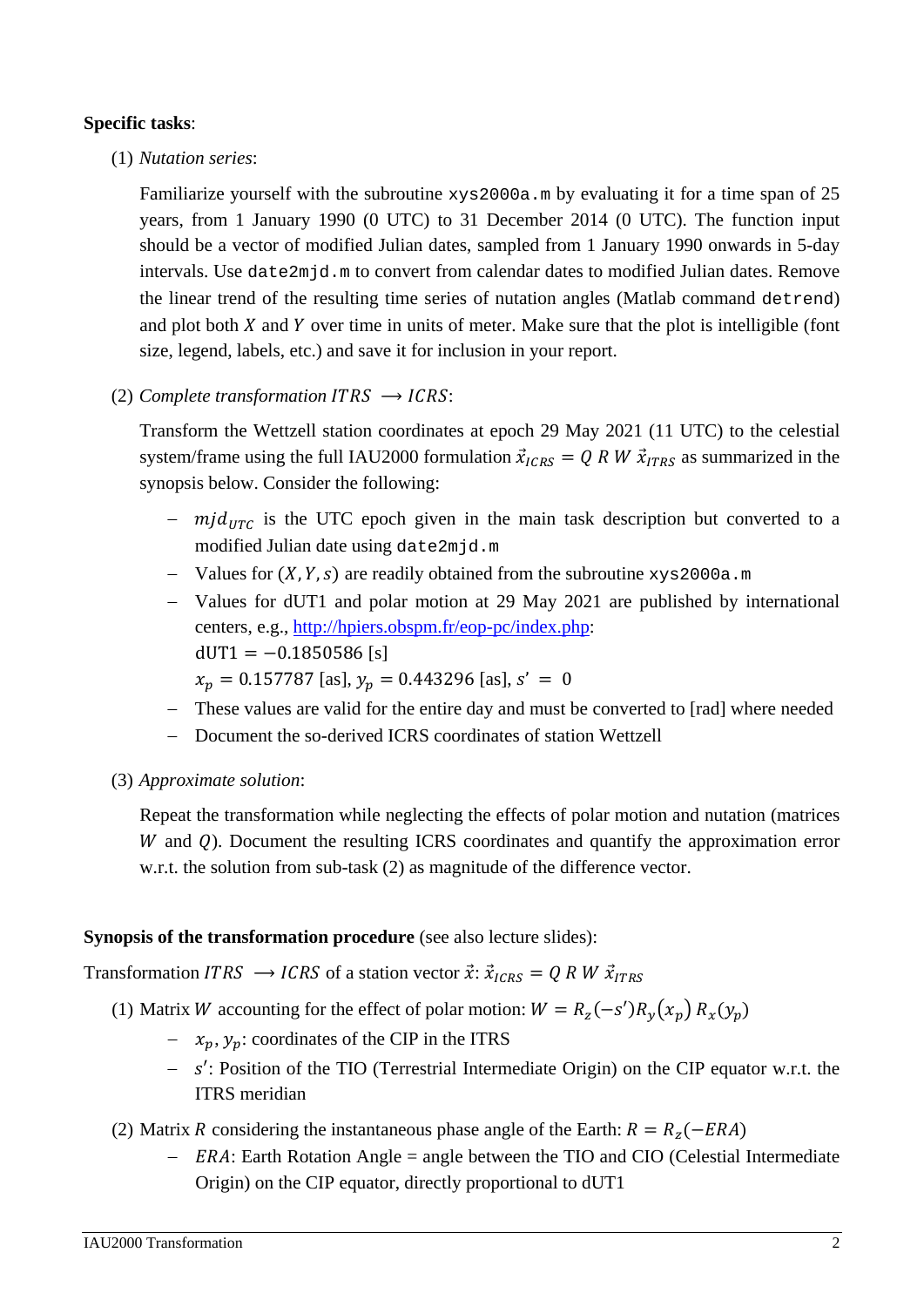**Specific tasks**:

(1) *Nutation series*:

Familiarize yourself with the subroutine `xys2000a.m` by evaluating it for a time span of 25 years, from 1 January 1990 (0 UTC) to 31 December 2014 (0 UTC). The function input should be a vector of modified Julian dates, sampled from 1 January 1990 onwards in 5-day intervals. Use `date2mjd.m` to convert from calendar dates to modified Julian dates. Remove the linear trend of the resulting time series of nutation angles (Matlab command `detrend`) and plot both $X$ and $Y$ over time in units of meter. Make sure that the plot is intelligible (font size, legend, labels, etc.) and save it for inclusion in your report.

(2) *Complete transformation $ITRS \longrightarrow ICRS$*:

Transform the Wettzell station coordinates at epoch 29 May 2021 (11 UTC) to the celestial system/frame using the full IAU2000 formulation $\vec{x}_{ICRS} = Q\,R\,W\,\vec{x}_{ITRS}$ as summarized in the synopsis below. Consider the following:

- $mjd_{UTC}$ is the UTC epoch given in the main task description but converted to a modified Julian date using `date2mjd.m`
- Values for $(X, Y, s)$ are readily obtained from the subroutine `xys2000a.m`
- Values for dUT1 and polar motion at 29 May 2021 are published by international centers, e.g., http://hpiers.obspm.fr/eop-pc/index.php:
  dUT1 $= -0.1850586$ [s]
  $x_p = 0.157787$ [as], $y_p = 0.443296$ [as], $s' = 0$
- These values are valid for the entire day and must be converted to [rad] where needed
- Document the so-derived ICRS coordinates of station Wettzell

(3) *Approximate solution*:

Repeat the transformation while neglecting the effects of polar motion and nutation (matrices $W$ and $Q$). Document the resulting ICRS coordinates and quantify the approximation error w.r.t. the solution from sub-task (2) as magnitude of the difference vector.

**Synopsis of the transformation procedure** (see also lecture slides):

Transformation $ITRS \longrightarrow ICRS$ of a station vector $\vec{x}$: $\vec{x}_{ICRS} = Q\,R\,W\,\vec{x}_{ITRS}$

(1) Matrix $W$ accounting for the effect of polar motion: $W = R_z(-s')R_y(x_p)\,R_x(y_p)$

- $x_p, y_p$: coordinates of the CIP in the ITRS
- $s'$: Position of the TIO (Terrestrial Intermediate Origin) on the CIP equator w.r.t. the ITRS meridian

(2) Matrix $R$ considering the instantaneous phase angle of the Earth: $R = R_z(-ERA)$

- $ERA$: Earth Rotation Angle = angle between the TIO and CIO (Celestial Intermediate Origin) on the CIP equator, directly proportional to dUT1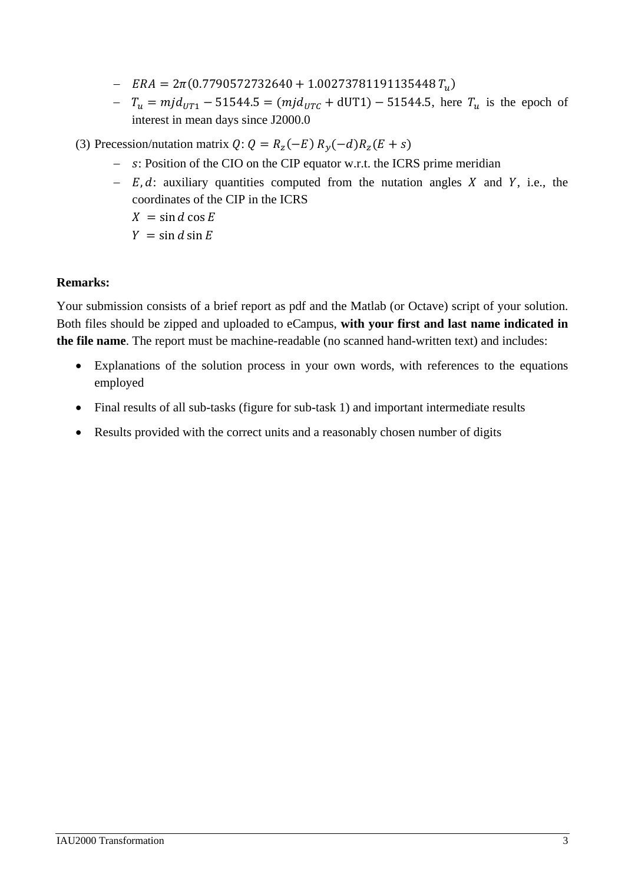- $ERA = 2\pi(0.7790572732640 + 1.00273781191135448\, T_u)$
- $T_u = mjd_{UT1} - 51544.5 = (mjd_{UTC} + \mathrm{dUT1}) - 51544.5$, here $T_u$ is the epoch of interest in mean days since J2000.0

(3) Precession/nutation matrix $Q$: $Q = R_z(-E)\, R_y(-d) R_z(E + s)$

- $s$: Position of the CIO on the CIP equator w.r.t. the ICRS prime meridian
- $E, d$: auxiliary quantities computed from the nutation angles $X$ and $Y$, i.e., the coordinates of the CIP in the ICRS

  $X \ = \sin d \cos E$

  $Y \ = \sin d \sin E$

**Remarks:**

Your submission consists of a brief report as pdf and the Matlab (or Octave) script of your solution. Both files should be zipped and uploaded to eCampus, **with your first and last name indicated in the file name**. The report must be machine-readable (no scanned hand-written text) and includes:

- Explanations of the solution process in your own words, with references to the equations employed
- Final results of all sub-tasks (figure for sub-task 1) and important intermediate results
- Results provided with the correct units and a reasonably chosen number of digits